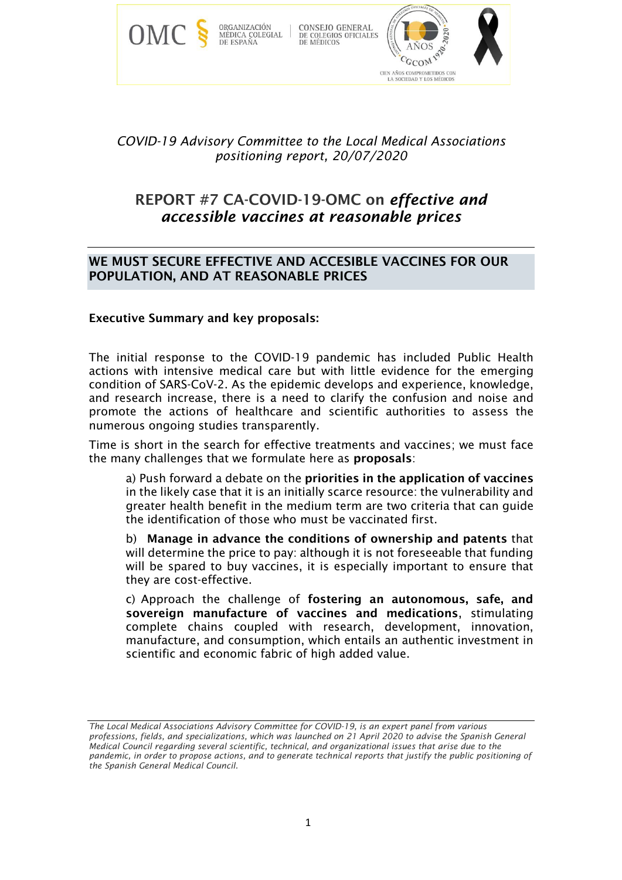*COVID-19 Advisory Committee to the Local Medical Associations positioning report, 20/07/2020*

# REPORT #7 CA-COVID-19-OMC on *effective and accessible vaccines at reasonable prices*

## WE MUST SECURE EFFECTIVE AND ACCESIBLE VACCINES FOR OUR POPULATION, AND AT REASONABLE PRICES

### Executive Summary and key proposals:

The initial response to the COVID-19 pandemic has included Public Health actions with intensive medical care but with little evidence for the emerging condition of SARS-CoV-2. As the epidemic develops and experience, knowledge, and research increase, there is a need to clarify the confusion and noise and promote the actions of healthcare and scientific authorities to assess the numerous ongoing studies transparently.

Time is short in the search for effective treatments and vaccines; we must face the many challenges that we formulate here as **proposals**:

a) Push forward a debate on the **priorities in the application of vaccines** in the likely case that it is an initially scarce resource: the vulnerability and greater health benefit in the medium term are two criteria that can guide the identification of those who must be vaccinated first.

b) **Manage in advance the conditions of ownership and patents** that will determine the price to pay: although it is not foreseeable that funding will be spared to buy vaccines, it is especially important to ensure that they are cost-effective.

c) Approach the challenge of **fostering an autonomous, safe, and sovereign manufacture of vaccines and medications**, stimulating complete chains coupled with research, development, innovation, manufacture, and consumption, which entails an authentic investment in scientific and economic fabric of high added value.

---

*The Local Medical Associations Advisory Committee for COVID-19, is an expert panel from various professions, fields, and specializations, which was launched on 21 April 2020 to advise the Spanish General Medical Council regarding several scientific, technical, and organizational issues that arise due to the pandemic, in order to propose actions, and to generate technical reports that justify the public positioning of the Spanish General Medical Council.*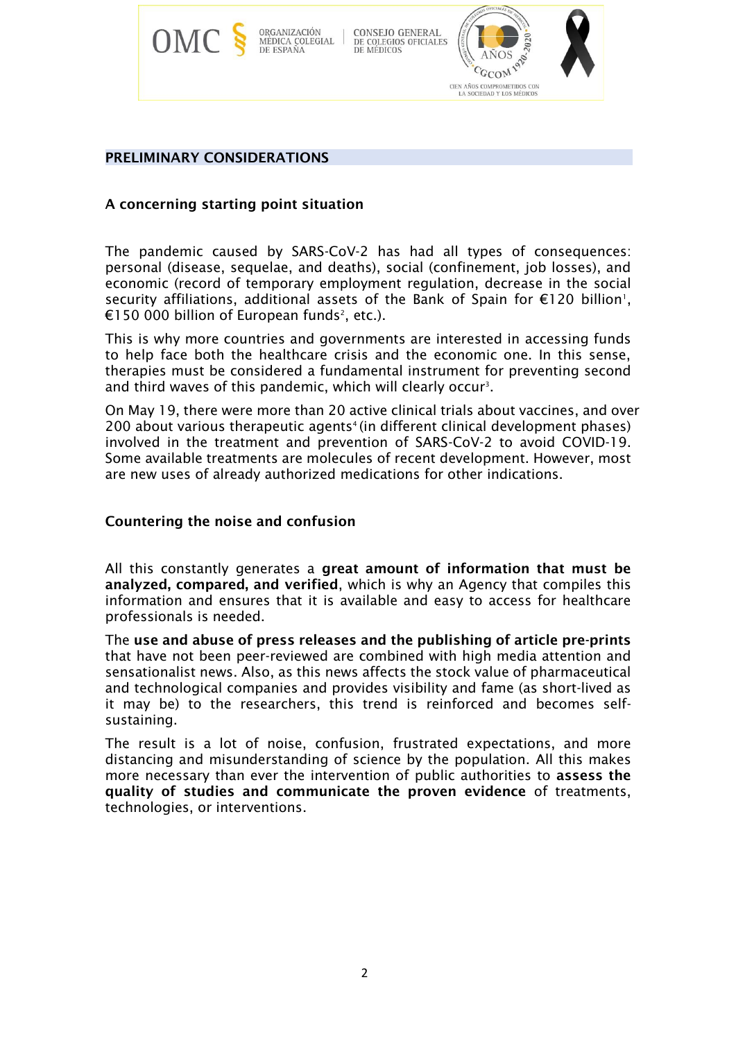## PRELIMINARY CONSIDERATIONS

### A concerning starting point situation

The pandemic caused by SARS-CoV-2 has had all types of consequences: personal (disease, sequelae, and deaths), social (confinement, job losses), and economic (record of temporary employment regulation, decrease in the social security affiliations, additional assets of the Bank of Spain for €120 billion[1], €150 000 billion of European funds[2], etc.).

This is why more countries and governments are interested in accessing funds to help face both the healthcare crisis and the economic one. In this sense, therapies must be considered a fundamental instrument for preventing second and third waves of this pandemic, which will clearly occur[3].

On May 19, there were more than 20 active clinical trials about vaccines, and over 200 about various therapeutic agents[4] (in different clinical development phases) involved in the treatment and prevention of SARS-CoV-2 to avoid COVID-19. Some available treatments are molecules of recent development. However, most are new uses of already authorized medications for other indications.

### Countering the noise and confusion

All this constantly generates a **great amount of information that must be analyzed, compared, and verified**, which is why an Agency that compiles this information and ensures that it is available and easy to access for healthcare professionals is needed.

The **use and abuse of press releases and the publishing of article pre-prints** that have not been peer-reviewed are combined with high media attention and sensationalist news. Also, as this news affects the stock value of pharmaceutical and technological companies and provides visibility and fame (as short-lived as it may be) to the researchers, this trend is reinforced and becomes self-sustaining.

The result is a lot of noise, confusion, frustrated expectations, and more distancing and misunderstanding of science by the population. All this makes more necessary than ever the intervention of public authorities to **assess the quality of studies and communicate the proven evidence** of treatments, technologies, or interventions.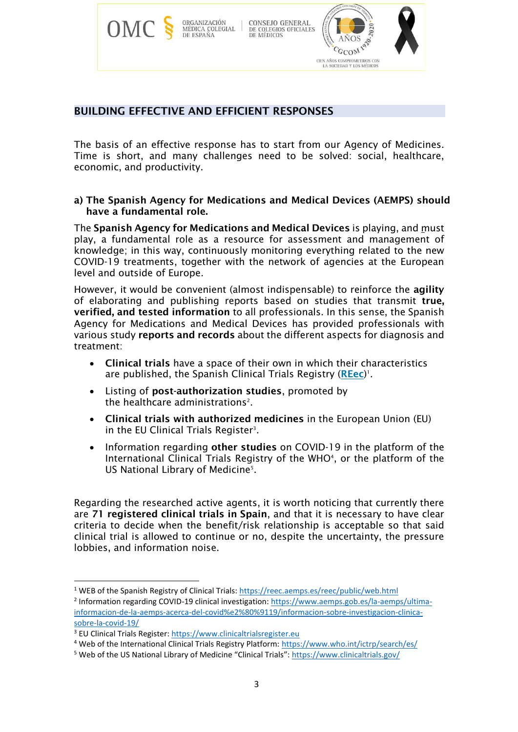## BUILDING EFFECTIVE AND EFFICIENT RESPONSES

The basis of an effective response has to start from our Agency of Medicines. Time is short, and many challenges need to be solved: social, healthcare, economic, and productivity.

### a) The Spanish Agency for Medications and Medical Devices (AEMPS) should have a fundamental role.

The **Spanish Agency for Medications and Medical Devices** is playing, and must play, a fundamental role as a resource for assessment and management of knowledge; in this way, continuously monitoring everything related to the new COVID-19 treatments, together with the network of agencies at the European level and outside of Europe.

However, it would be convenient (almost indispensable) to reinforce the **agility** of elaborating and publishing reports based on studies that transmit **true, verified, and tested information** to all professionals. In this sense, the Spanish Agency for Medications and Medical Devices has provided professionals with various study **reports and records** about the different aspects for diagnosis and treatment:

- **Clinical trials** have a space of their own in which their characteristics are published, the Spanish Clinical Trials Registry (**REec**)[1].
- Listing of **post-authorization studies**, promoted by the healthcare administrations[2].
- **Clinical trials with authorized medicines** in the European Union (EU) in the EU Clinical Trials Register[3].
- Information regarding **other studies** on COVID-19 in the platform of the International Clinical Trials Registry of the WHO[4], or the platform of the US National Library of Medicine[5].

Regarding the researched active agents, it is worth noticing that currently there are **71 registered clinical trials in Spain**, and that it is necessary to have clear criteria to decide when the benefit/risk relationship is acceptable so that said clinical trial is allowed to continue or no, despite the uncertainty, the pressure lobbies, and information noise.

---

[1] WEB of the Spanish Registry of Clinical Trials: https://reec.aemps.es/reec/public/web.html

[2] Information regarding COVID-19 clinical investigation: https://www.aemps.gob.es/la-aemps/ultima-informacion-de-la-aemps-acerca-del-covid%e2%80%9119/informacion-sobre-investigacion-clinica-sobre-la-covid-19/

[3] EU Clinical Trials Register: https://www.clinicaltrialsregister.eu

[4] Web of the International Clinical Trials Registry Platform: https://www.who.int/ictrp/search/es/

[5] Web of the US National Library of Medicine "Clinical Trials": https://www.clinicaltrials.gov/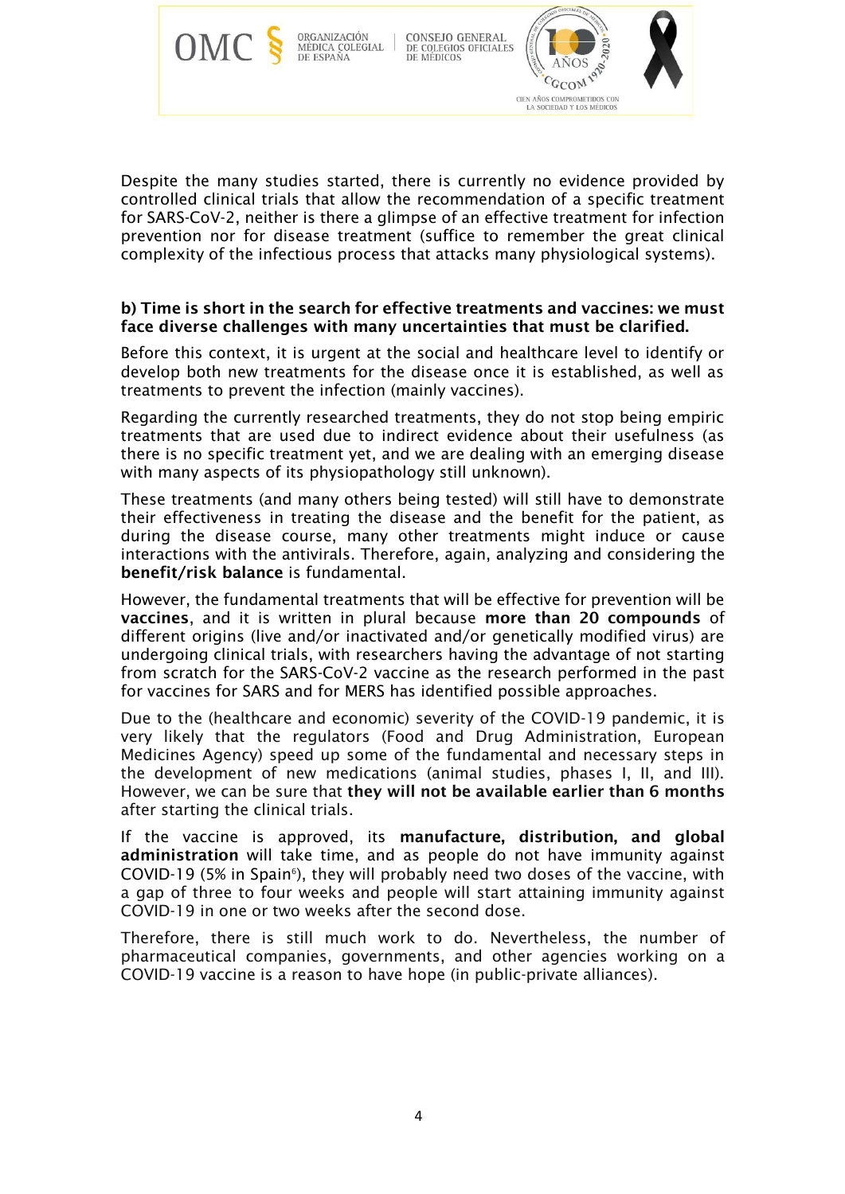Despite the many studies started, there is currently no evidence provided by controlled clinical trials that allow the recommendation of a specific treatment for SARS-CoV-2, neither is there a glimpse of an effective treatment for infection prevention nor for disease treatment (suffice to remember the great clinical complexity of the infectious process that attacks many physiological systems).

**b) Time is short in the search for effective treatments and vaccines: we must face diverse challenges with many uncertainties that must be clarified.**

Before this context, it is urgent at the social and healthcare level to identify or develop both new treatments for the disease once it is established, as well as treatments to prevent the infection (mainly vaccines).

Regarding the currently researched treatments, they do not stop being empiric treatments that are used due to indirect evidence about their usefulness (as there is no specific treatment yet, and we are dealing with an emerging disease with many aspects of its physiopathology still unknown).

These treatments (and many others being tested) will still have to demonstrate their effectiveness in treating the disease and the benefit for the patient, as during the disease course, many other treatments might induce or cause interactions with the antivirals. Therefore, again, analyzing and considering the **benefit/risk balance** is fundamental.

However, the fundamental treatments that will be effective for prevention will be **vaccines**, and it is written in plural because **more than 20 compounds** of different origins (live and/or inactivated and/or genetically modified virus) are undergoing clinical trials, with researchers having the advantage of not starting from scratch for the SARS-CoV-2 vaccine as the research performed in the past for vaccines for SARS and for MERS has identified possible approaches.

Due to the (healthcare and economic) severity of the COVID-19 pandemic, it is very likely that the regulators (Food and Drug Administration, European Medicines Agency) speed up some of the fundamental and necessary steps in the development of new medications (animal studies, phases I, II, and III). However, we can be sure that **they will not be available earlier than 6 months** after starting the clinical trials.

If the vaccine is approved, its **manufacture, distribution, and global administration** will take time, and as people do not have immunity against COVID-19 (5% in Spain[6]), they will probably need two doses of the vaccine, with a gap of three to four weeks and people will start attaining immunity against COVID-19 in one or two weeks after the second dose.

Therefore, there is still much work to do. Nevertheless, the number of pharmaceutical companies, governments, and other agencies working on a COVID-19 vaccine is a reason to have hope (in public-private alliances).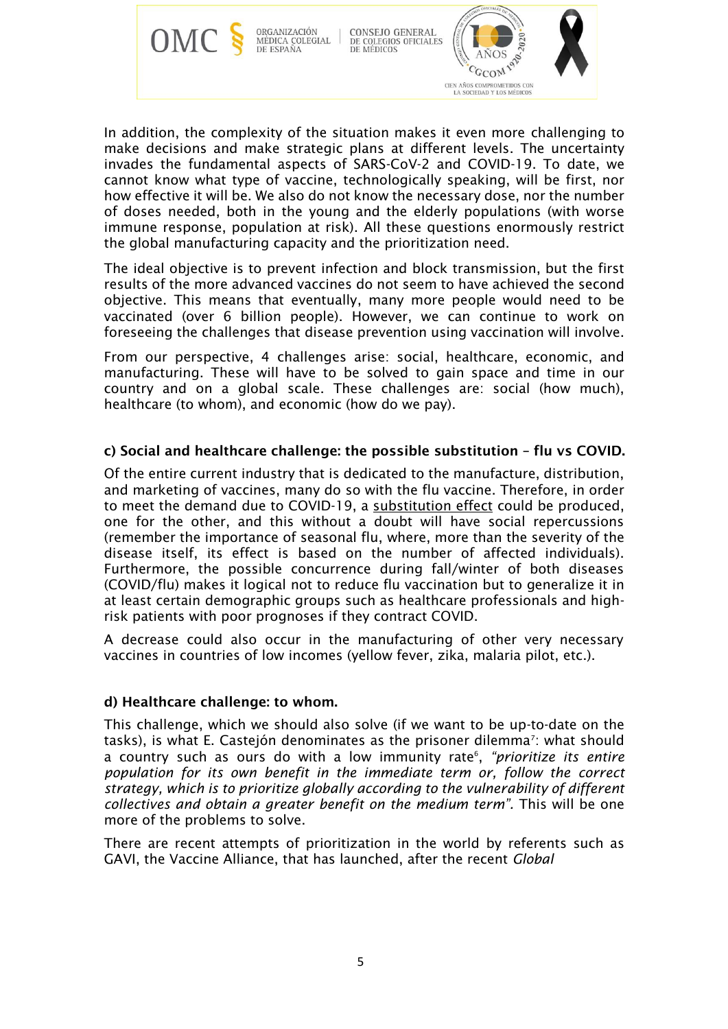In addition, the complexity of the situation makes it even more challenging to make decisions and make strategic plans at different levels. The uncertainty invades the fundamental aspects of SARS-CoV-2 and COVID-19. To date, we cannot know what type of vaccine, technologically speaking, will be first, nor how effective it will be. We also do not know the necessary dose, nor the number of doses needed, both in the young and the elderly populations (with worse immune response, population at risk). All these questions enormously restrict the global manufacturing capacity and the prioritization need.

The ideal objective is to prevent infection and block transmission, but the first results of the more advanced vaccines do not seem to have achieved the second objective. This means that eventually, many more people would need to be vaccinated (over 6 billion people). However, we can continue to work on foreseeing the challenges that disease prevention using vaccination will involve.

From our perspective, 4 challenges arise: social, healthcare, economic, and manufacturing. These will have to be solved to gain space and time in our country and on a global scale. These challenges are: social (how much), healthcare (to whom), and economic (how do we pay).

### c) Social and healthcare challenge: the possible substitution – flu vs COVID.

Of the entire current industry that is dedicated to the manufacture, distribution, and marketing of vaccines, many do so with the flu vaccine. Therefore, in order to meet the demand due to COVID-19, a substitution effect could be produced, one for the other, and this without a doubt will have social repercussions (remember the importance of seasonal flu, where, more than the severity of the disease itself, its effect is based on the number of affected individuals). Furthermore, the possible concurrence during fall/winter of both diseases (COVID/flu) makes it logical not to reduce flu vaccination but to generalize it in at least certain demographic groups such as healthcare professionals and high-risk patients with poor prognoses if they contract COVID.

A decrease could also occur in the manufacturing of other very necessary vaccines in countries of low incomes (yellow fever, zika, malaria pilot, etc.).

### d) Healthcare challenge: to whom.

This challenge, which we should also solve (if we want to be up-to-date on the tasks), is what E. Castejón denominates as the prisoner dilemma[7]: what should a country such as ours do with a low immunity rate[6], *"prioritize its entire population for its own benefit in the immediate term or, follow the correct strategy, which is to prioritize globally according to the vulnerability of different collectives and obtain a greater benefit on the medium term".* This will be one more of the problems to solve.

There are recent attempts of prioritization in the world by referents such as GAVI, the Vaccine Alliance, that has launched, after the recent *Global*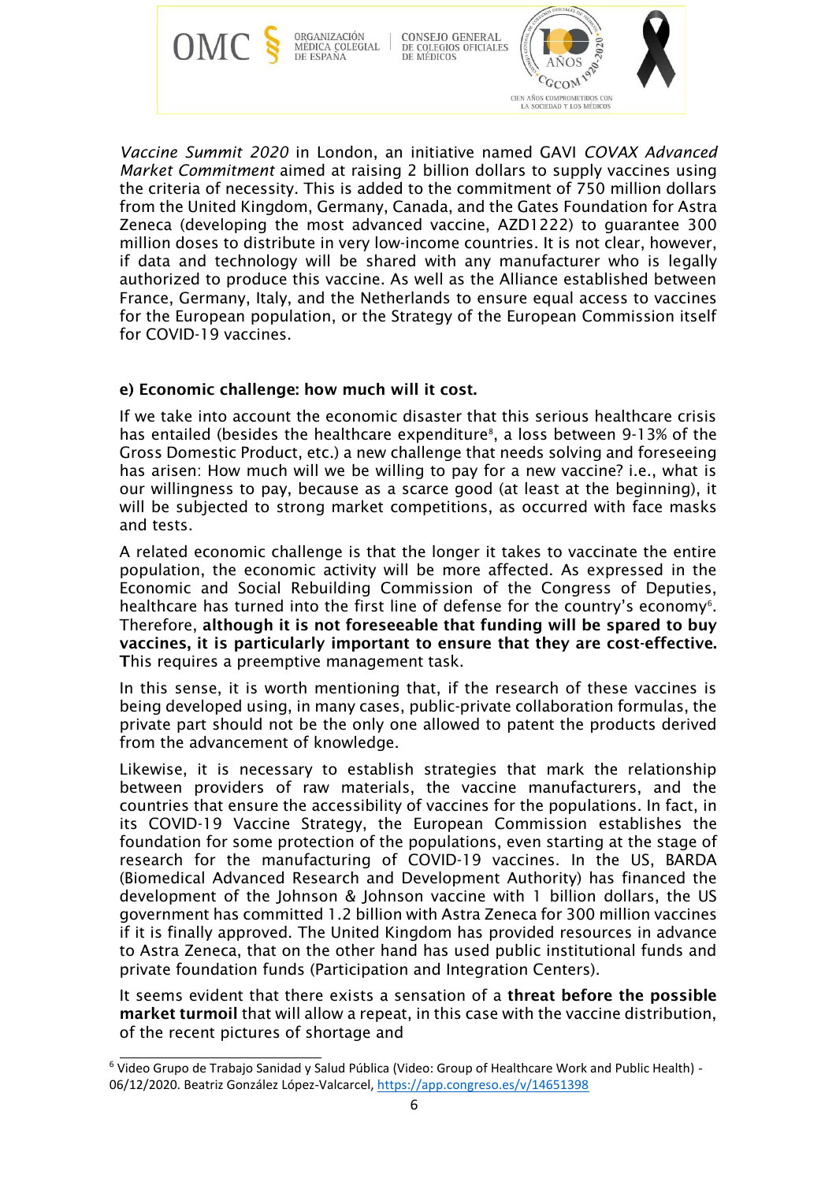*Vaccine Summit 2020* in London, an initiative named GAVI *COVAX Advanced Market Commitment* aimed at raising 2 billion dollars to supply vaccines using the criteria of necessity. This is added to the commitment of 750 million dollars from the United Kingdom, Germany, Canada, and the Gates Foundation for Astra Zeneca (developing the most advanced vaccine, AZD1222) to guarantee 300 million doses to distribute in very low-income countries. It is not clear, however, if data and technology will be shared with any manufacturer who is legally authorized to produce this vaccine. As well as the Alliance established between France, Germany, Italy, and the Netherlands to ensure equal access to vaccines for the European population, or the Strategy of the European Commission itself for COVID-19 vaccines.

#### e) Economic challenge: how much will it cost.

If we take into account the economic disaster that this serious healthcare crisis has entailed (besides the healthcare expenditure[8], a loss between 9-13% of the Gross Domestic Product, etc.) a new challenge that needs solving and foreseeing has arisen: How much will we be willing to pay for a new vaccine? i.e., what is our willingness to pay, because as a scarce good (at least at the beginning), it will be subjected to strong market competitions, as occurred with face masks and tests.

A related economic challenge is that the longer it takes to vaccinate the entire population, the economic activity will be more affected. As expressed in the Economic and Social Rebuilding Commission of the Congress of Deputies, healthcare has turned into the first line of defense for the country's economy[6]. Therefore, **although it is not foreseeable that funding will be spared to buy vaccines, it is particularly important to ensure that they are cost-effective. T**his requires a preemptive management task.

In this sense, it is worth mentioning that, if the research of these vaccines is being developed using, in many cases, public-private collaboration formulas, the private part should not be the only one allowed to patent the products derived from the advancement of knowledge.

Likewise, it is necessary to establish strategies that mark the relationship between providers of raw materials, the vaccine manufacturers, and the countries that ensure the accessibility of vaccines for the populations. In fact, in its COVID-19 Vaccine Strategy, the European Commission establishes the foundation for some protection of the populations, even starting at the stage of research for the manufacturing of COVID-19 vaccines. In the US, BARDA (Biomedical Advanced Research and Development Authority) has financed the development of the Johnson & Johnson vaccine with 1 billion dollars, the US government has committed 1.2 billion with Astra Zeneca for 300 million vaccines if it is finally approved. The United Kingdom has provided resources in advance to Astra Zeneca, that on the other hand has used public institutional funds and private foundation funds (Participation and Integration Centers).

It seems evident that there exists a sensation of a **threat before the possible market turmoil** that will allow a repeat, in this case with the vaccine distribution, of the recent pictures of shortage and

---

[6] Video Grupo de Trabajo Sanidad y Salud Pública (Video: Group of Healthcare Work and Public Health) - 06/12/2020. Beatriz González López-Valcarcel, https://app.congreso.es/v/14651398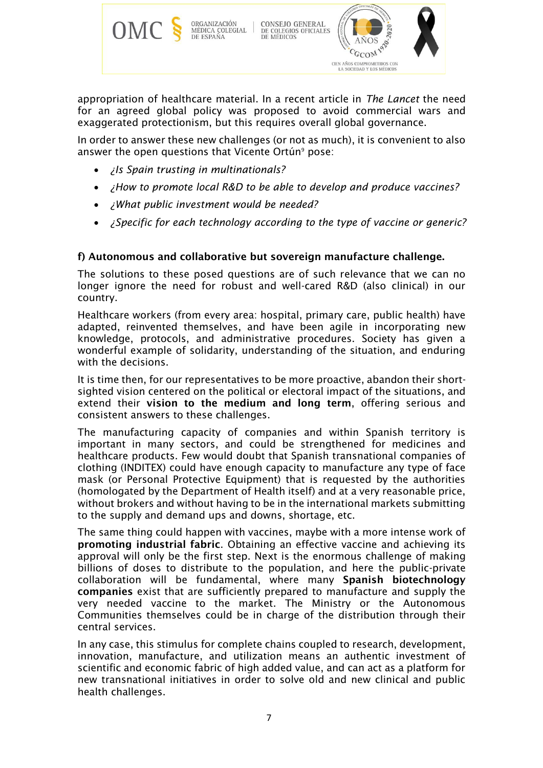appropriation of healthcare material. In a recent article in *The Lancet* the need for an agreed global policy was proposed to avoid commercial wars and exaggerated protectionism, but this requires overall global governance.

In order to answer these new challenges (or not as much), it is convenient to also answer the open questions that Vicente Ortún[9] pose:

- *¿Is Spain trusting in multinationals?*
- *¿How to promote local R&D to be able to develop and produce vaccines?*
- *¿What public investment would be needed?*
- *¿Specific for each technology according to the type of vaccine or generic?*

**f) Autonomous and collaborative but sovereign manufacture challenge.**

The solutions to these posed questions are of such relevance that we can no longer ignore the need for robust and well-cared R&D (also clinical) in our country.

Healthcare workers (from every area: hospital, primary care, public health) have adapted, reinvented themselves, and have been agile in incorporating new knowledge, protocols, and administrative procedures. Society has given a wonderful example of solidarity, understanding of the situation, and enduring with the decisions.

It is time then, for our representatives to be more proactive, abandon their short-sighted vision centered on the political or electoral impact of the situations, and extend their **vision to the medium and long term**, offering serious and consistent answers to these challenges.

The manufacturing capacity of companies and within Spanish territory is important in many sectors, and could be strengthened for medicines and healthcare products. Few would doubt that Spanish transnational companies of clothing (INDITEX) could have enough capacity to manufacture any type of face mask (or Personal Protective Equipment) that is requested by the authorities (homologated by the Department of Health itself) and at a very reasonable price, without brokers and without having to be in the international markets submitting to the supply and demand ups and downs, shortage, etc.

The same thing could happen with vaccines, maybe with a more intense work of **promoting industrial fabric**. Obtaining an effective vaccine and achieving its approval will only be the first step. Next is the enormous challenge of making billions of doses to distribute to the population, and here the public-private collaboration will be fundamental, where many **Spanish biotechnology companies** exist that are sufficiently prepared to manufacture and supply the very needed vaccine to the market. The Ministry or the Autonomous Communities themselves could be in charge of the distribution through their central services.

In any case, this stimulus for complete chains coupled to research, development, innovation, manufacture, and utilization means an authentic investment of scientific and economic fabric of high added value, and can act as a platform for new transnational initiatives in order to solve old and new clinical and public health challenges.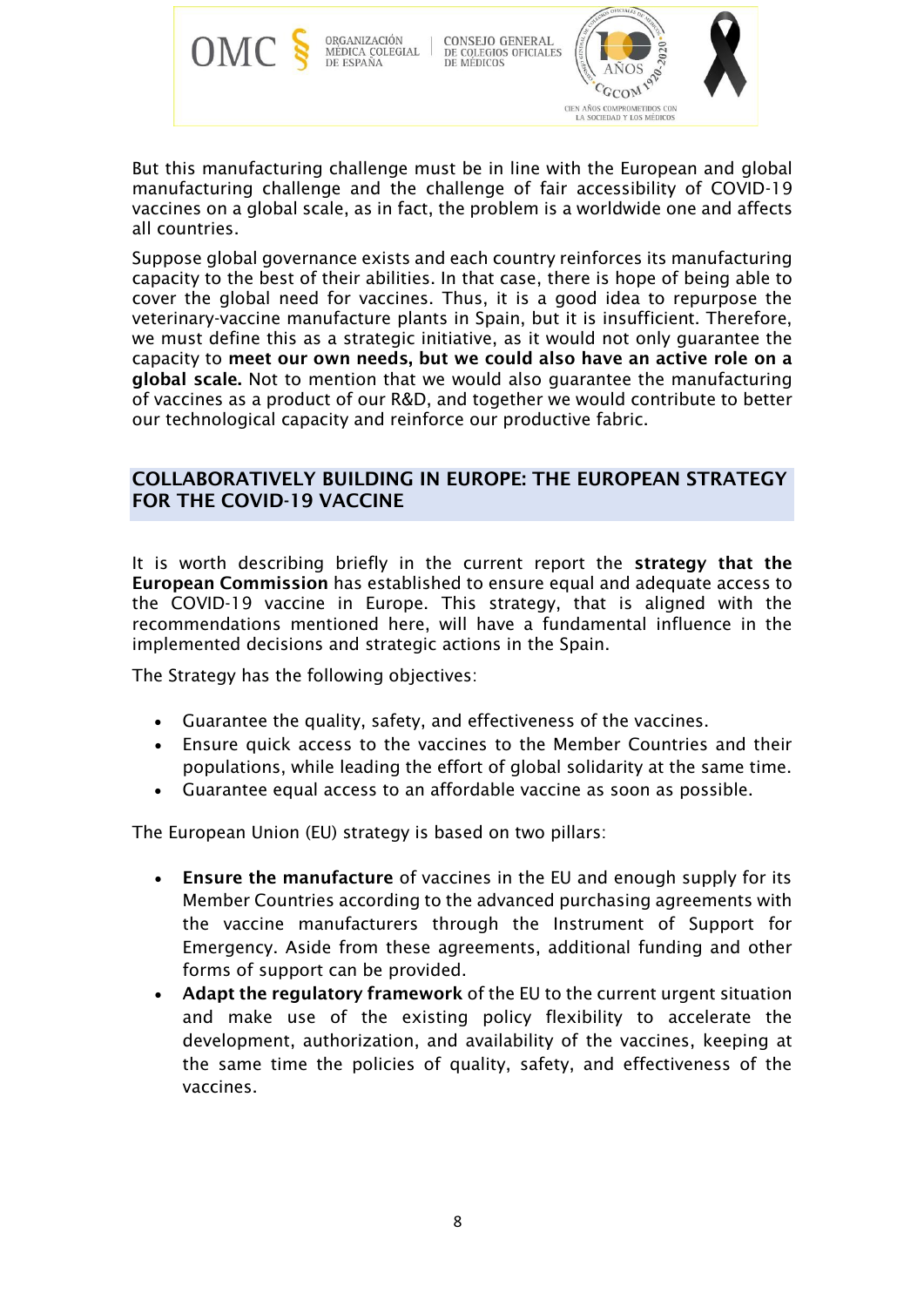But this manufacturing challenge must be in line with the European and global manufacturing challenge and the challenge of fair accessibility of COVID-19 vaccines on a global scale, as in fact, the problem is a worldwide one and affects all countries.

Suppose global governance exists and each country reinforces its manufacturing capacity to the best of their abilities. In that case, there is hope of being able to cover the global need for vaccines. Thus, it is a good idea to repurpose the veterinary-vaccine manufacture plants in Spain, but it is insufficient. Therefore, we must define this as a strategic initiative, as it would not only guarantee the capacity to **meet our own needs, but we could also have an active role on a global scale.** Not to mention that we would also guarantee the manufacturing of vaccines as a product of our R&D, and together we would contribute to better our technological capacity and reinforce our productive fabric.

## COLLABORATIVELY BUILDING IN EUROPE: THE EUROPEAN STRATEGY FOR THE COVID-19 VACCINE

It is worth describing briefly in the current report the **strategy that the European Commission** has established to ensure equal and adequate access to the COVID-19 vaccine in Europe. This strategy, that is aligned with the recommendations mentioned here, will have a fundamental influence in the implemented decisions and strategic actions in the Spain.

The Strategy has the following objectives:

- Guarantee the quality, safety, and effectiveness of the vaccines.
- Ensure quick access to the vaccines to the Member Countries and their populations, while leading the effort of global solidarity at the same time.
- Guarantee equal access to an affordable vaccine as soon as possible.

The European Union (EU) strategy is based on two pillars:

- **Ensure the manufacture** of vaccines in the EU and enough supply for its Member Countries according to the advanced purchasing agreements with the vaccine manufacturers through the Instrument of Support for Emergency. Aside from these agreements, additional funding and other forms of support can be provided.
- **Adapt the regulatory framework** of the EU to the current urgent situation and make use of the existing policy flexibility to accelerate the development, authorization, and availability of the vaccines, keeping at the same time the policies of quality, safety, and effectiveness of the vaccines.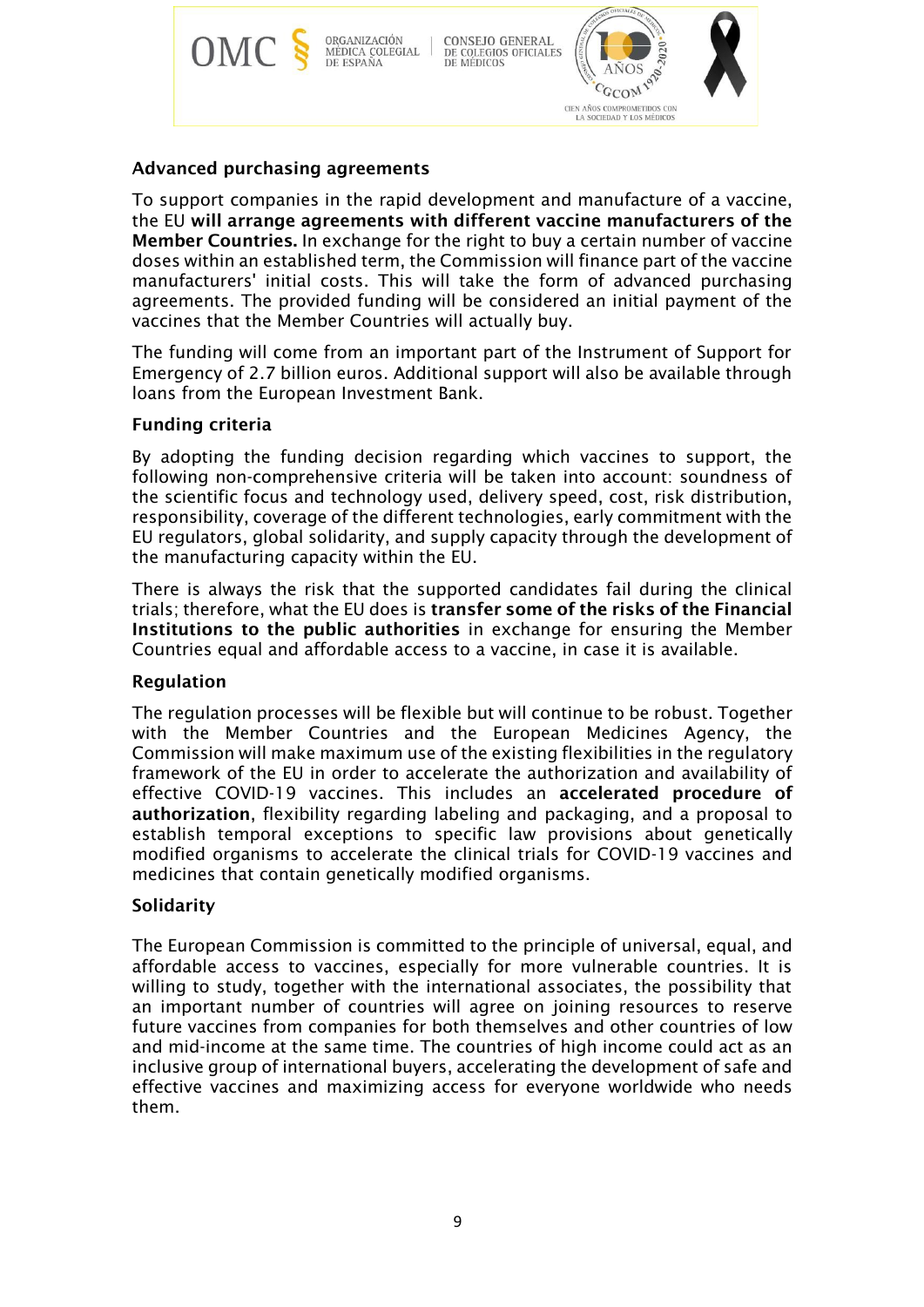### Advanced purchasing agreements

To support companies in the rapid development and manufacture of a vaccine, the EU **will arrange agreements with different vaccine manufacturers of the Member Countries.** In exchange for the right to buy a certain number of vaccine doses within an established term, the Commission will finance part of the vaccine manufacturers' initial costs. This will take the form of advanced purchasing agreements. The provided funding will be considered an initial payment of the vaccines that the Member Countries will actually buy.

The funding will come from an important part of the Instrument of Support for Emergency of 2.7 billion euros. Additional support will also be available through loans from the European Investment Bank.

### Funding criteria

By adopting the funding decision regarding which vaccines to support, the following non-comprehensive criteria will be taken into account: soundness of the scientific focus and technology used, delivery speed, cost, risk distribution, responsibility, coverage of the different technologies, early commitment with the EU regulators, global solidarity, and supply capacity through the development of the manufacturing capacity within the EU.

There is always the risk that the supported candidates fail during the clinical trials; therefore, what the EU does is **transfer some of the risks of the Financial Institutions to the public authorities** in exchange for ensuring the Member Countries equal and affordable access to a vaccine, in case it is available.

### Regulation

The regulation processes will be flexible but will continue to be robust. Together with the Member Countries and the European Medicines Agency, the Commission will make maximum use of the existing flexibilities in the regulatory framework of the EU in order to accelerate the authorization and availability of effective COVID-19 vaccines. This includes an **accelerated procedure of authorization**, flexibility regarding labeling and packaging, and a proposal to establish temporal exceptions to specific law provisions about genetically modified organisms to accelerate the clinical trials for COVID-19 vaccines and medicines that contain genetically modified organisms.

### Solidarity

The European Commission is committed to the principle of universal, equal, and affordable access to vaccines, especially for more vulnerable countries. It is willing to study, together with the international associates, the possibility that an important number of countries will agree on joining resources to reserve future vaccines from companies for both themselves and other countries of low and mid-income at the same time. The countries of high income could act as an inclusive group of international buyers, accelerating the development of safe and effective vaccines and maximizing access for everyone worldwide who needs them.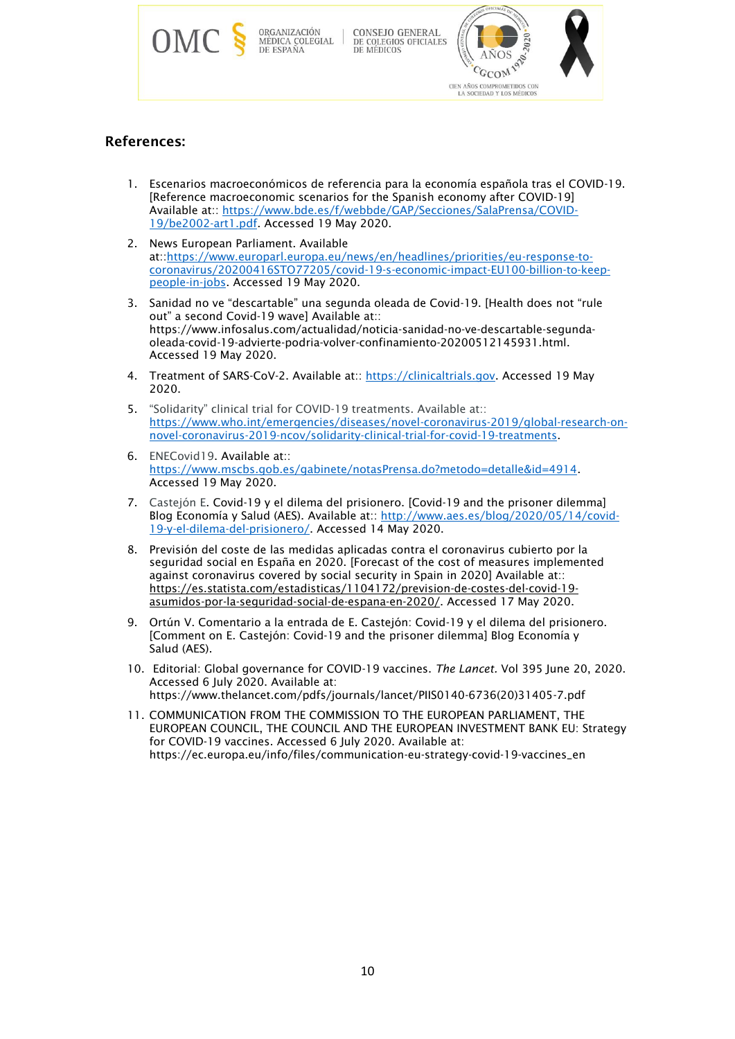## References:

1. Escenarios macroeconómicos de referencia para la economía española tras el COVID-19. [Reference macroeconomic scenarios for the Spanish economy after COVID-19] Available at:: https://www.bde.es/f/webbde/GAP/Secciones/SalaPrensa/COVID-19/be2002-art1.pdf. Accessed 19 May 2020.
2. News European Parliament. Available at::https://www.europarl.europa.eu/news/en/headlines/priorities/eu-response-to-coronavirus/20200416STO77205/covid-19-s-economic-impact-EU100-billion-to-keep-people-in-jobs. Accessed 19 May 2020.
3. Sanidad no ve "descartable" una segunda oleada de Covid-19. [Health does not "rule out" a second Covid-19 wave] Available at:: https://www.infosalus.com/actualidad/noticia-sanidad-no-ve-descartable-segunda-oleada-covid-19-advierte-podria-volver-confinamiento-20200512145931.html. Accessed 19 May 2020.
4. Treatment of SARS-CoV-2. Available at:: https://clinicaltrials.gov. Accessed 19 May 2020.
5. "Solidarity" clinical trial for COVID-19 treatments. Available at:: https://www.who.int/emergencies/diseases/novel-coronavirus-2019/global-research-on-novel-coronavirus-2019-ncov/solidarity-clinical-trial-for-covid-19-treatments.
6. ENECovid19. Available at:: https://www.mscbs.gob.es/gabinete/notasPrensa.do?metodo=detalle&id=4914. Accessed 19 May 2020.
7. Castejón E. Covid-19 y el dilema del prisionero. [Covid-19 and the prisoner dilemma] Blog Economía y Salud (AES). Available at:: http://www.aes.es/blog/2020/05/14/covid-19-y-el-dilema-del-prisionero/. Accessed 14 May 2020.
8. Previsión del coste de las medidas aplicadas contra el coronavirus cubierto por la seguridad social en España en 2020. [Forecast of the cost of measures implemented against coronavirus covered by social security in Spain in 2020] Available at:: https://es.statista.com/estadisticas/1104172/prevision-de-costes-del-covid-19-asumidos-por-la-seguridad-social-de-espana-en-2020/. Accessed 17 May 2020.
9. Ortún V. Comentario a la entrada de E. Castejón: Covid-19 y el dilema del prisionero. [Comment on E. Castejón: Covid-19 and the prisoner dilemma] Blog Economía y Salud (AES).
10. Editorial: Global governance for COVID-19 vaccines. *The Lancet.* Vol 395 June 20, 2020. Accessed 6 July 2020. Available at: https://www.thelancet.com/pdfs/journals/lancet/PIIS0140-6736(20)31405-7.pdf
11. COMMUNICATION FROM THE COMMISSION TO THE EUROPEAN PARLIAMENT, THE EUROPEAN COUNCIL, THE COUNCIL AND THE EUROPEAN INVESTMENT BANK EU: Strategy for COVID-19 vaccines. Accessed 6 July 2020. Available at: https://ec.europa.eu/info/files/communication-eu-strategy-covid-19-vaccines_en